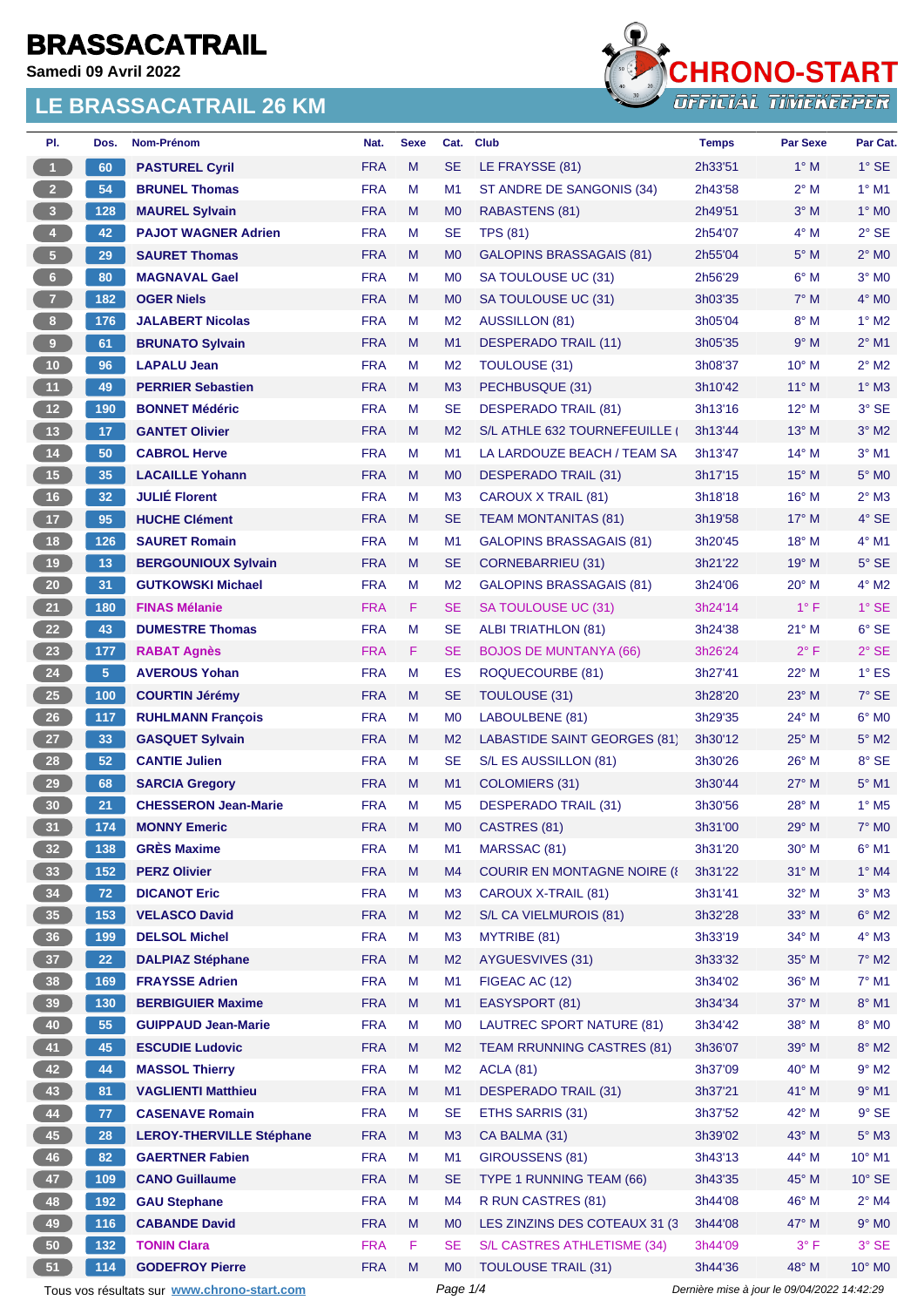# BRASSACATRAIL

**Samedi 09 Avril 2022**

## LE BRASSACATRAIL 26 KM

CHRONO-START
OFFICIAL TIMEKEEPER

| Pl. | Dos. | Nom-Prénom | Nat. | Sexe | Cat. | Club | Temps | Par Sexe | Par Cat. |
|---|---|---|---|---|---|---|---|---|---|
| 1 | 60 | **PASTUREL Cyril** | FRA | M | SE | LE FRAYSSE (81) | 2h33'51 | 1° M | 1° SE |
| 2 | 54 | **BRUNEL Thomas** | FRA | M | M1 | ST ANDRE DE SANGONIS (34) | 2h43'58 | 2° M | 1° M1 |
| 3 | 128 | **MAUREL Sylvain** | FRA | M | M0 | RABASTENS (81) | 2h49'51 | 3° M | 1° M0 |
| 4 | 42 | **PAJOT WAGNER Adrien** | FRA | M | SE | TPS (81) | 2h54'07 | 4° M | 2° SE |
| 5 | 29 | **SAURET Thomas** | FRA | M | M0 | GALOPINS BRASSAGAIS (81) | 2h55'04 | 5° M | 2° M0 |
| 6 | 80 | **MAGNAVAL Gael** | FRA | M | M0 | SA TOULOUSE UC (31) | 2h56'29 | 6° M | 3° M0 |
| 7 | 182 | **OGER Niels** | FRA | M | M0 | SA TOULOUSE UC (31) | 3h03'35 | 7° M | 4° M0 |
| 8 | 176 | **JALABERT Nicolas** | FRA | M | M2 | AUSSILLON (81) | 3h05'04 | 8° M | 1° M2 |
| 9 | 61 | **BRUNATO Sylvain** | FRA | M | M1 | DESPERADO TRAIL (11) | 3h05'35 | 9° M | 2° M1 |
| 10 | 96 | **LAPALU Jean** | FRA | M | M2 | TOULOUSE (31) | 3h08'37 | 10° M | 2° M2 |
| 11 | 49 | **PERRIER Sebastien** | FRA | M | M3 | PECHBUSQUE (31) | 3h10'42 | 11° M | 1° M3 |
| 12 | 190 | **BONNET Médéric** | FRA | M | SE | DESPERADO TRAIL (81) | 3h13'16 | 12° M | 3° SE |
| 13 | 17 | **GANTET Olivier** | FRA | M | M2 | S/L ATHLE 632 TOURNEFEUILLE ( | 3h13'44 | 13° M | 3° M2 |
| 14 | 50 | **CABROL Herve** | FRA | M | M1 | LA LARDOUZE BEACH / TEAM SA | 3h13'47 | 14° M | 3° M1 |
| 15 | 35 | **LACAILLE Yohann** | FRA | M | M0 | DESPERADO TRAIL (31) | 3h17'15 | 15° M | 5° M0 |
| 16 | 32 | **JULIÉ Florent** | FRA | M | M3 | CAROUX X TRAIL (81) | 3h18'18 | 16° M | 2° M3 |
| 17 | 95 | **HUCHE Clément** | FRA | M | SE | TEAM MONTANITAS (81) | 3h19'58 | 17° M | 4° SE |
| 18 | 126 | **SAURET Romain** | FRA | M | M1 | GALOPINS BRASSAGAIS (81) | 3h20'45 | 18° M | 4° M1 |
| 19 | 13 | **BERGOUNIOUX Sylvain** | FRA | M | SE | CORNEBARRIEU (31) | 3h21'22 | 19° M | 5° SE |
| 20 | 31 | **GUTKOWSKI Michael** | FRA | M | M2 | GALOPINS BRASSAGAIS (81) | 3h24'06 | 20° M | 4° M2 |
| 21 | 180 | **FINAS Mélanie** | FRA | F | SE | SA TOULOUSE UC (31) | 3h24'14 | 1° F | 1° SE |
| 22 | 43 | **DUMESTRE Thomas** | FRA | M | SE | ALBI TRIATHLON (81) | 3h24'38 | 21° M | 6° SE |
| 23 | 177 | **RABAT Agnès** | FRA | F | SE | BOJOS DE MUNTANYA (66) | 3h26'24 | 2° F | 2° SE |
| 24 | 5 | **AVEROUS Yohan** | FRA | M | ES | ROQUECOURBE (81) | 3h27'41 | 22° M | 1° ES |
| 25 | 100 | **COURTIN Jérémy** | FRA | M | SE | TOULOUSE (31) | 3h28'20 | 23° M | 7° SE |
| 26 | 117 | **RUHLMANN François** | FRA | M | M0 | LABOULBENE (81) | 3h29'35 | 24° M | 6° M0 |
| 27 | 33 | **GASQUET Sylvain** | FRA | M | M2 | LABASTIDE SAINT GEORGES (81) | 3h30'12 | 25° M | 5° M2 |
| 28 | 52 | **CANTIE Julien** | FRA | M | SE | S/L ES AUSSILLON (81) | 3h30'26 | 26° M | 8° SE |
| 29 | 68 | **SARCIA Gregory** | FRA | M | M1 | COLOMIERS (31) | 3h30'44 | 27° M | 5° M1 |
| 30 | 21 | **CHESSERON Jean-Marie** | FRA | M | M5 | DESPERADO TRAIL (31) | 3h30'56 | 28° M | 1° M5 |
| 31 | 174 | **MONNY Emeric** | FRA | M | M0 | CASTRES (81) | 3h31'00 | 29° M | 7° M0 |
| 32 | 138 | **GRÈS Maxime** | FRA | M | M1 | MARSSAC (81) | 3h31'20 | 30° M | 6° M1 |
| 33 | 152 | **PERZ Olivier** | FRA | M | M4 | COURIR EN MONTAGNE NOIRE (8 | 3h31'22 | 31° M | 1° M4 |
| 34 | 72 | **DICANOT Eric** | FRA | M | M3 | CAROUX X-TRAIL (81) | 3h31'41 | 32° M | 3° M3 |
| 35 | 153 | **VELASCO David** | FRA | M | M2 | S/L CA VIELMUROIS (81) | 3h32'28 | 33° M | 6° M2 |
| 36 | 199 | **DELSOL Michel** | FRA | M | M3 | MYTRIBE (81) | 3h33'19 | 34° M | 4° M3 |
| 37 | 22 | **DALPIAZ Stéphane** | FRA | M | M2 | AYGUESVIVES (31) | 3h33'32 | 35° M | 7° M2 |
| 38 | 169 | **FRAYSSE Adrien** | FRA | M | M1 | FIGEAC AC (12) | 3h34'02 | 36° M | 7° M1 |
| 39 | 130 | **BERBIGUIER Maxime** | FRA | M | M1 | EASYSPORT (81) | 3h34'34 | 37° M | 8° M1 |
| 40 | 55 | **GUIPPAUD Jean-Marie** | FRA | M | M0 | LAUTREC SPORT NATURE (81) | 3h34'42 | 38° M | 8° M0 |
| 41 | 45 | **ESCUDIE Ludovic** | FRA | M | M2 | TEAM RRUNNING CASTRES (81) | 3h36'07 | 39° M | 8° M2 |
| 42 | 44 | **MASSOL Thierry** | FRA | M | M2 | ACLA (81) | 3h37'09 | 40° M | 9° M2 |
| 43 | 81 | **VAGLIENTI Matthieu** | FRA | M | M1 | DESPERADO TRAIL (31) | 3h37'21 | 41° M | 9° M1 |
| 44 | 77 | **CASENAVE Romain** | FRA | M | SE | ETHS SARRIS (31) | 3h37'52 | 42° M | 9° SE |
| 45 | 28 | **LEROY-THERVILLE Stéphane** | FRA | M | M3 | CA BALMA (31) | 3h39'02 | 43° M | 5° M3 |
| 46 | 82 | **GAERTNER Fabien** | FRA | M | M1 | GIROUSSENS (81) | 3h43'13 | 44° M | 10° M1 |
| 47 | 109 | **CANO Guillaume** | FRA | M | SE | TYPE 1 RUNNING TEAM (66) | 3h43'35 | 45° M | 10° SE |
| 48 | 192 | **GAU Stephane** | FRA | M | M4 | R RUN CASTRES (81) | 3h44'08 | 46° M | 2° M4 |
| 49 | 116 | **CABANDE David** | FRA | M | M0 | LES ZINZINS DES COTEAUX 31 (3 | 3h44'08 | 47° M | 9° M0 |
| 50 | 132 | **TONIN Clara** | FRA | F | SE | S/L CASTRES ATHLETISME (34) | 3h44'09 | 3° F | 3° SE |
| 51 | 114 | **GODEFROY Pierre** | FRA | M | M0 | TOULOUSE TRAIL (31) | 3h44'36 | 48° M | 10° M0 |

Tous vos résultats sur www.chrono-start.com

Dernière mise à jour le 09/04/2022 14:42:29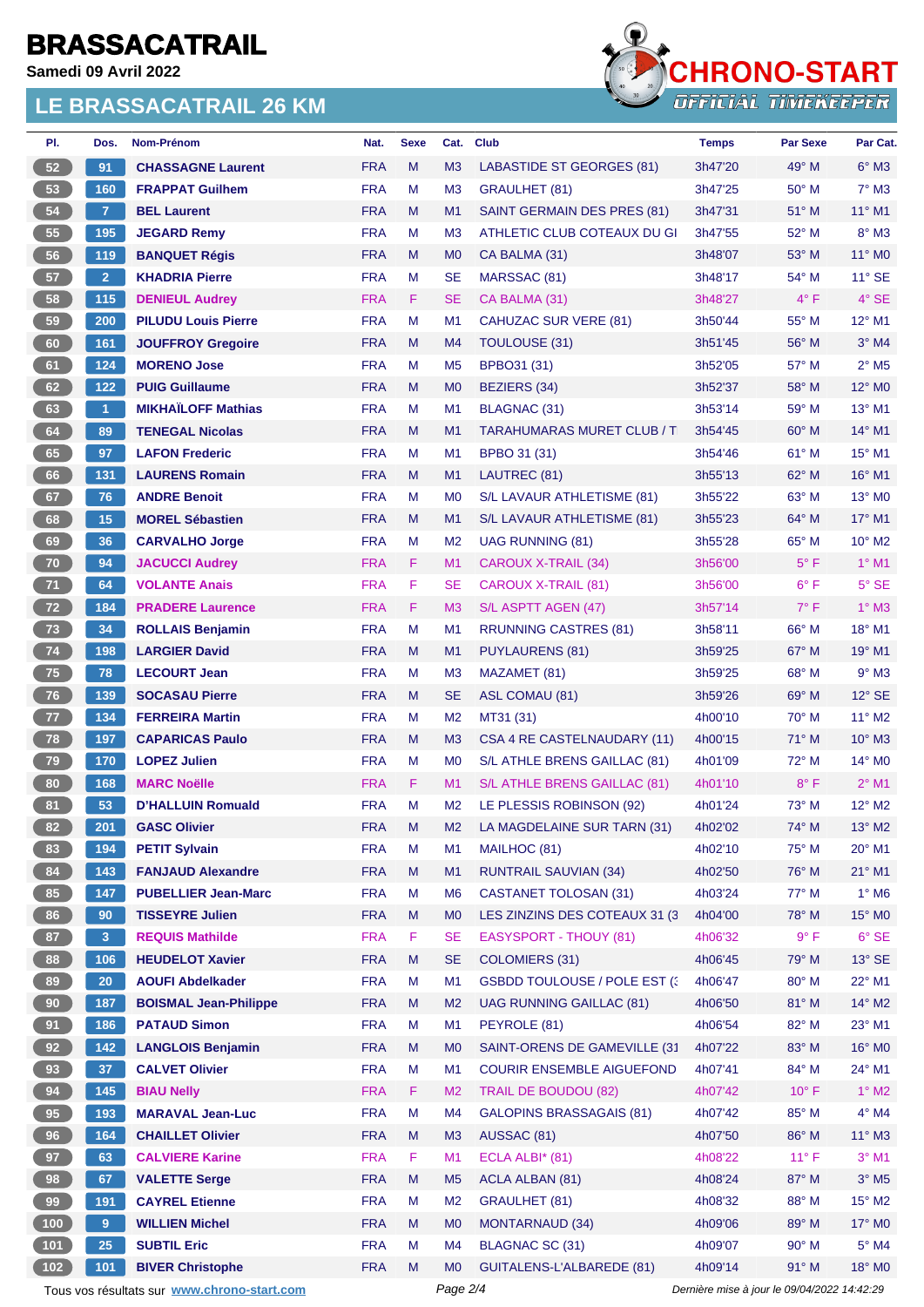# BRASSACATRAIL

**Samedi 09 Avril 2022**

## LE BRASSACATRAIL 26 KM

| Pl. | Dos. | Nom-Prénom | Nat. | Sexe | Cat. | Club | Temps | Par Sexe | Par Cat. |
|---|---|---|---|---|---|---|---|---|---|
| 52 | 91 | CHASSAGNE Laurent | FRA | M | M3 | LABASTIDE ST GEORGES (81) | 3h47'20 | 49° M | 6° M3 |
| 53 | 160 | FRAPPAT Guilhem | FRA | M | M3 | GRAULHET (81) | 3h47'25 | 50° M | 7° M3 |
| 54 | 7 | BEL Laurent | FRA | M | M1 | SAINT GERMAIN DES PRES (81) | 3h47'31 | 51° M | 11° M1 |
| 55 | 195 | JEGARD Remy | FRA | M | M3 | ATHLETIC CLUB COTEAUX DU GI | 3h47'55 | 52° M | 8° M3 |
| 56 | 119 | BANQUET Régis | FRA | M | M0 | CA BALMA (31) | 3h48'07 | 53° M | 11° M0 |
| 57 | 2 | KHADRIA Pierre | FRA | M | SE | MARSSAC (81) | 3h48'17 | 54° M | 11° SE |
| 58 | 115 | DENIEUL Audrey | FRA | F | SE | CA BALMA (31) | 3h48'27 | 4° F | 4° SE |
| 59 | 200 | PILUDU Louis Pierre | FRA | M | M1 | CAHUZAC SUR VERE (81) | 3h50'44 | 55° M | 12° M1 |
| 60 | 161 | JOUFFROY Gregoire | FRA | M | M4 | TOULOUSE (31) | 3h51'45 | 56° M | 3° M4 |
| 61 | 124 | MORENO Jose | FRA | M | M5 | BPBO31 (31) | 3h52'05 | 57° M | 2° M5 |
| 62 | 122 | PUIG Guillaume | FRA | M | M0 | BEZIERS (34) | 3h52'37 | 58° M | 12° M0 |
| 63 | 1 | MIKHAÏLOFF Mathias | FRA | M | M1 | BLAGNAC (31) | 3h53'14 | 59° M | 13° M1 |
| 64 | 89 | TENEGAL Nicolas | FRA | M | M1 | TARAHUMARAS MURET CLUB / T | 3h54'45 | 60° M | 14° M1 |
| 65 | 97 | LAFON Frederic | FRA | M | M1 | BPBO 31 (31) | 3h54'46 | 61° M | 15° M1 |
| 66 | 131 | LAURENS Romain | FRA | M | M1 | LAUTREC (81) | 3h55'13 | 62° M | 16° M1 |
| 67 | 76 | ANDRE Benoit | FRA | M | M0 | S/L LAVAUR ATHLETISME (81) | 3h55'22 | 63° M | 13° M0 |
| 68 | 15 | MOREL Sébastien | FRA | M | M1 | S/L LAVAUR ATHLETISME (81) | 3h55'23 | 64° M | 17° M1 |
| 69 | 36 | CARVALHO Jorge | FRA | M | M2 | UAG RUNNING (81) | 3h55'28 | 65° M | 10° M2 |
| 70 | 94 | JACUCCI Audrey | FRA | F | M1 | CAROUX X-TRAIL (34) | 3h56'00 | 5° F | 1° M1 |
| 71 | 64 | VOLANTE Anais | FRA | F | SE | CAROUX X-TRAIL (81) | 3h56'00 | 6° F | 5° SE |
| 72 | 184 | PRADERE Laurence | FRA | F | M3 | S/L ASPTT AGEN (47) | 3h57'14 | 7° F | 1° M3 |
| 73 | 34 | ROLLAIS Benjamin | FRA | M | M1 | RRUNNING CASTRES (81) | 3h58'11 | 66° M | 18° M1 |
| 74 | 198 | LARGIER David | FRA | M | M1 | PUYLAURENS (81) | 3h59'25 | 67° M | 19° M1 |
| 75 | 78 | LECOURT Jean | FRA | M | M3 | MAZAMET (81) | 3h59'25 | 68° M | 9° M3 |
| 76 | 139 | SOCASAU Pierre | FRA | M | SE | ASL COMAU (81) | 3h59'26 | 69° M | 12° SE |
| 77 | 134 | FERREIRA Martin | FRA | M | M2 | MT31 (31) | 4h00'10 | 70° M | 11° M2 |
| 78 | 197 | CAPARICAS Paulo | FRA | M | M3 | CSA 4 RE CASTELNAUDARY (11) | 4h00'15 | 71° M | 10° M3 |
| 79 | 170 | LOPEZ Julien | FRA | M | M0 | S/L ATHLE BRENS GAILLAC (81) | 4h01'09 | 72° M | 14° M0 |
| 80 | 168 | MARC Noëlle | FRA | F | M1 | S/L ATHLE BRENS GAILLAC (81) | 4h01'10 | 8° F | 2° M1 |
| 81 | 53 | D'HALLUIN Romuald | FRA | M | M2 | LE PLESSIS ROBINSON (92) | 4h01'24 | 73° M | 12° M2 |
| 82 | 201 | GASC Olivier | FRA | M | M2 | LA MAGDELAINE SUR TARN (31) | 4h02'02 | 74° M | 13° M2 |
| 83 | 194 | PETIT Sylvain | FRA | M | M1 | MAILHOC (81) | 4h02'10 | 75° M | 20° M1 |
| 84 | 143 | FANJAUD Alexandre | FRA | M | M1 | RUNTRAIL SAUVIAN (34) | 4h02'50 | 76° M | 21° M1 |
| 85 | 147 | PUBELLIER Jean-Marc | FRA | M | M6 | CASTANET TOLOSAN (31) | 4h03'24 | 77° M | 1° M6 |
| 86 | 90 | TISSEYRE Julien | FRA | M | M0 | LES ZINZINS DES COTEAUX 31 (3 | 4h04'00 | 78° M | 15° M0 |
| 87 | 3 | REQUIS Mathilde | FRA | F | SE | EASYSPORT - THOUY (81) | 4h06'32 | 9° F | 6° SE |
| 88 | 106 | HEUDELOT Xavier | FRA | M | SE | COLOMIERS (31) | 4h06'45 | 79° M | 13° SE |
| 89 | 20 | AOUFI Abdelkader | FRA | M | M1 | GSBDD TOULOUSE / POLE EST (: | 4h06'47 | 80° M | 22° M1 |
| 90 | 187 | BOISMAL Jean-Philippe | FRA | M | M2 | UAG RUNNING GAILLAC (81) | 4h06'50 | 81° M | 14° M2 |
| 91 | 186 | PATAUD Simon | FRA | M | M1 | PEYROLE (81) | 4h06'54 | 82° M | 23° M1 |
| 92 | 142 | LANGLOIS Benjamin | FRA | M | M0 | SAINT-ORENS DE GAMEVILLE (31 | 4h07'22 | 83° M | 16° M0 |
| 93 | 37 | CALVET Olivier | FRA | M | M1 | COURIR ENSEMBLE AIGUEFOND | 4h07'41 | 84° M | 24° M1 |
| 94 | 145 | BIAU Nelly | FRA | F | M2 | TRAIL DE BOUDOU (82) | 4h07'42 | 10° F | 1° M2 |
| 95 | 193 | MARAVAL Jean-Luc | FRA | M | M4 | GALOPINS BRASSAGAIS (81) | 4h07'42 | 85° M | 4° M4 |
| 96 | 164 | CHAILLET Olivier | FRA | M | M3 | AUSSAC (81) | 4h07'50 | 86° M | 11° M3 |
| 97 | 63 | CALVIERE Karine | FRA | F | M1 | ECLA ALBI* (81) | 4h08'22 | 11° F | 3° M1 |
| 98 | 67 | VALETTE Serge | FRA | M | M5 | ACLA ALBAN (81) | 4h08'24 | 87° M | 3° M5 |
| 99 | 191 | CAYREL Etienne | FRA | M | M2 | GRAULHET (81) | 4h08'32 | 88° M | 15° M2 |
| 100 | 9 | WILLIEN Michel | FRA | M | M0 | MONTARNAUD (34) | 4h09'06 | 89° M | 17° M0 |
| 101 | 25 | SUBTIL Eric | FRA | M | M4 | BLAGNAC SC (31) | 4h09'07 | 90° M | 5° M4 |
| 102 | 101 | BIVER Christophe | FRA | M | M0 | GUITALENS-L'ALBAREDE (81) | 4h09'14 | 91° M | 18° M0 |

Tous vos résultats sur www.chrono-start.com — Dernière mise à jour le 09/04/2022 14:42:29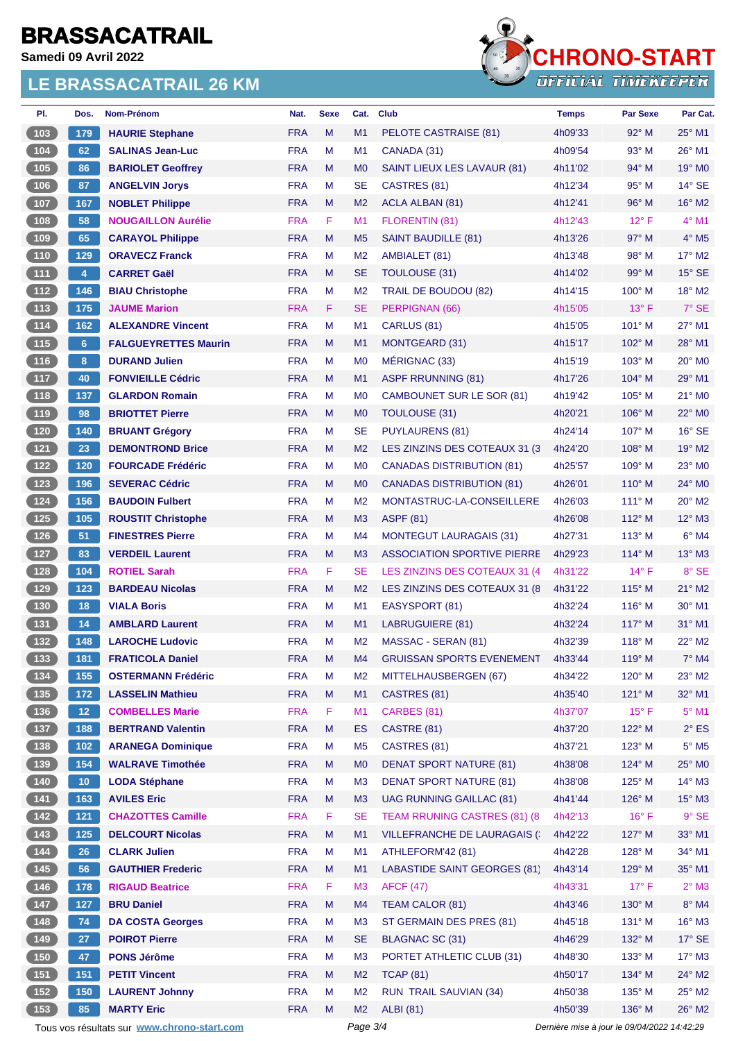# BRASSACATRAIL

**Samedi 09 Avril 2022**

## LE BRASSACATRAIL 26 KM

| Pl. | Dos. | Nom-Prénom | Nat. | Sexe | Cat. | Club | Temps | Par Sexe | Par Cat. |
|---|---|---|---|---|---|---|---|---|---|
| 103 | 179 | **HAURIE Stephane** | FRA | M | M1 | PELOTE CASTRAISE (81) | 4h09'33 | 92° M | 25° M1 |
| 104 | 62 | **SALINAS Jean-Luc** | FRA | M | M1 | CANADA (31) | 4h09'54 | 93° M | 26° M1 |
| 105 | 86 | **BARIOLET Geoffrey** | FRA | M | M0 | SAINT LIEUX LES LAVAUR (81) | 4h11'02 | 94° M | 19° M0 |
| 106 | 87 | **ANGELVIN Jorys** | FRA | M | SE | CASTRES (81) | 4h12'34 | 95° M | 14° SE |
| 107 | 167 | **NOBLET Philippe** | FRA | M | M2 | ACLA ALBAN (81) | 4h12'41 | 96° M | 16° M2 |
| 108 | 58 | **NOUGAILLON Aurélie** | FRA | F | M1 | FLORENTIN (81) | 4h12'43 | 12° F | 4° M1 |
| 109 | 65 | **CARAYOL Philippe** | FRA | M | M5 | SAINT BAUDILLE (81) | 4h13'26 | 97° M | 4° M5 |
| 110 | 129 | **ORAVECZ Franck** | FRA | M | M2 | AMBIALET (81) | 4h13'48 | 98° M | 17° M2 |
| 111 | 4 | **CARRET Gaël** | FRA | M | SE | TOULOUSE (31) | 4h14'02 | 99° M | 15° SE |
| 112 | 146 | **BIAU Christophe** | FRA | M | M2 | TRAIL DE BOUDOU (82) | 4h14'15 | 100° M | 18° M2 |
| 113 | 175 | **JAUME Marion** | FRA | F | SE | PERPIGNAN (66) | 4h15'05 | 13° F | 7° SE |
| 114 | 162 | **ALEXANDRE Vincent** | FRA | M | M1 | CARLUS (81) | 4h15'05 | 101° M | 27° M1 |
| 115 | 6 | **FALGUEYRETTES Maurin** | FRA | M | M1 | MONTGEARD (31) | 4h15'17 | 102° M | 28° M1 |
| 116 | 8 | **DURAND Julien** | FRA | M | M0 | MÉRIGNAC (33) | 4h15'19 | 103° M | 20° M0 |
| 117 | 40 | **FONVIEILLE Cédric** | FRA | M | M1 | ASPF RRUNNING (81) | 4h17'26 | 104° M | 29° M1 |
| 118 | 137 | **GLARDON Romain** | FRA | M | M0 | CAMBOUNET SUR LE SOR (81) | 4h19'42 | 105° M | 21° M0 |
| 119 | 98 | **BRIOTTET Pierre** | FRA | M | M0 | TOULOUSE (31) | 4h20'21 | 106° M | 22° M0 |
| 120 | 140 | **BRUANT Grégory** | FRA | M | SE | PUYLAURENS (81) | 4h24'14 | 107° M | 16° SE |
| 121 | 23 | **DEMONTROND Brice** | FRA | M | M2 | LES ZINZINS DES COTEAUX 31 (3 | 4h24'20 | 108° M | 19° M2 |
| 122 | 120 | **FOURCADE Frédéric** | FRA | M | M0 | CANADAS DISTRIBUTION (81) | 4h25'57 | 109° M | 23° M0 |
| 123 | 196 | **SEVERAC Cédric** | FRA | M | M0 | CANADAS DISTRIBUTION (81) | 4h26'01 | 110° M | 24° M0 |
| 124 | 156 | **BAUDOIN Fulbert** | FRA | M | M2 | MONTASTRUC-LA-CONSEILLERE | 4h26'03 | 111° M | 20° M2 |
| 125 | 105 | **ROUSTIT Christophe** | FRA | M | M3 | ASPF (81) | 4h26'08 | 112° M | 12° M3 |
| 126 | 51 | **FINESTRES Pierre** | FRA | M | M4 | MONTEGUT LAURAGAIS (31) | 4h27'31 | 113° M | 6° M4 |
| 127 | 83 | **VERDEIL Laurent** | FRA | M | M3 | ASSOCIATION SPORTIVE PIERRE | 4h29'23 | 114° M | 13° M3 |
| 128 | 104 | **ROTIEL Sarah** | FRA | F | SE | LES ZINZINS DES COTEAUX 31 (4 | 4h31'22 | 14° F | 8° SE |
| 129 | 123 | **BARDEAU Nicolas** | FRA | M | M2 | LES ZINZINS DES COTEAUX 31 (8 | 4h31'22 | 115° M | 21° M2 |
| 130 | 18 | **VIALA Boris** | FRA | M | M1 | EASYSPORT (81) | 4h32'24 | 116° M | 30° M1 |
| 131 | 14 | **AMBLARD Laurent** | FRA | M | M1 | LABRUGUIERE (81) | 4h32'24 | 117° M | 31° M1 |
| 132 | 148 | **LAROCHE Ludovic** | FRA | M | M2 | MASSAC - SERAN (81) | 4h32'39 | 118° M | 22° M2 |
| 133 | 181 | **FRATICOLA Daniel** | FRA | M | M4 | GRUISSAN SPORTS EVENEMENT | 4h33'44 | 119° M | 7° M4 |
| 134 | 155 | **OSTERMANN Frédéric** | FRA | M | M2 | MITTELHAUSBERGEN (67) | 4h34'22 | 120° M | 23° M2 |
| 135 | 172 | **LASSELIN Mathieu** | FRA | M | M1 | CASTRES (81) | 4h35'40 | 121° M | 32° M1 |
| 136 | 12 | **COMBELLES Marie** | FRA | F | M1 | CARBES (81) | 4h37'07 | 15° F | 5° M1 |
| 137 | 188 | **BERTRAND Valentin** | FRA | M | ES | CASTRE (81) | 4h37'20 | 122° M | 2° ES |
| 138 | 102 | **ARANEGA Dominique** | FRA | M | M5 | CASTRES (81) | 4h37'21 | 123° M | 5° M5 |
| 139 | 154 | **WALRAVE Timothée** | FRA | M | M0 | DENAT SPORT NATURE (81) | 4h38'08 | 124° M | 25° M0 |
| 140 | 10 | **LODA Stéphane** | FRA | M | M3 | DENAT SPORT NATURE (81) | 4h38'08 | 125° M | 14° M3 |
| 141 | 163 | **AVILES Eric** | FRA | M | M3 | UAG RUNNING GAILLAC (81) | 4h41'44 | 126° M | 15° M3 |
| 142 | 121 | **CHAZOTTES Camille** | FRA | F | SE | TEAM RRUNING CASTRES (81) (8 | 4h42'13 | 16° F | 9° SE |
| 143 | 125 | **DELCOURT Nicolas** | FRA | M | M1 | VILLEFRANCHE DE LAURAGAIS ( | 4h42'22 | 127° M | 33° M1 |
| 144 | 26 | **CLARK Julien** | FRA | M | M1 | ATHLEFORM'42 (81) | 4h42'28 | 128° M | 34° M1 |
| 145 | 56 | **GAUTHIER Frederic** | FRA | M | M1 | LABASTIDE SAINT GEORGES (81) | 4h43'14 | 129° M | 35° M1 |
| 146 | 178 | **RIGAUD Beatrice** | FRA | F | M3 | AFCF (47) | 4h43'31 | 17° F | 2° M3 |
| 147 | 127 | **BRU Daniel** | FRA | M | M4 | TEAM CALOR (81) | 4h43'46 | 130° M | 8° M4 |
| 148 | 74 | **DA COSTA Georges** | FRA | M | M3 | ST GERMAIN DES PRES (81) | 4h45'18 | 131° M | 16° M3 |
| 149 | 27 | **POIROT Pierre** | FRA | M | SE | BLAGNAC SC (31) | 4h46'29 | 132° M | 17° SE |
| 150 | 47 | **PONS Jérôme** | FRA | M | M3 | PORTET ATHLETIC CLUB (31) | 4h48'30 | 133° M | 17° M3 |
| 151 | 151 | **PETIT Vincent** | FRA | M | M2 | TCAP (81) | 4h50'17 | 134° M | 24° M2 |
| 152 | 150 | **LAURENT Johnny** | FRA | M | M2 | RUN TRAIL SAUVIAN (34) | 4h50'38 | 135° M | 25° M2 |
| 153 | 85 | **MARTY Eric** | FRA | M | M2 | ALBI (81) | 4h50'39 | 136° M | 26° M2 |

Tous vos résultats sur www.chrono-start.com

Dernière mise à jour le 09/04/2022 14:42:29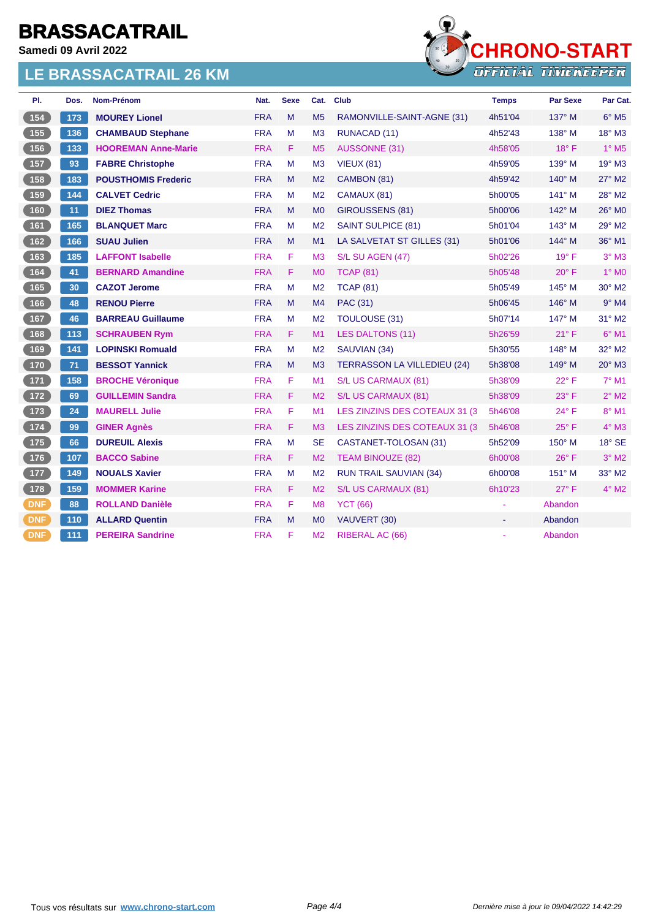# BRASSACATRAIL

**Samedi 09 Avril 2022**

## LE BRASSACATRAIL 26 KM

CHRONO-START

OFFICIAL TIMEKEEPER

| Pl. | Dos. | Nom-Prénom | Nat. | Sexe | Cat. | Club | Temps | Par Sexe | Par Cat. |
|---|---|---|---|---|---|---|---|---|---|
| 154 | 173 | **MOUREY Lionel** | FRA | M | M5 | RAMONVILLE-SAINT-AGNE (31) | 4h51'04 | 137° M | 6° M5 |
| 155 | 136 | **CHAMBAUD Stephane** | FRA | M | M3 | RUNACAD (11) | 4h52'43 | 138° M | 18° M3 |
| 156 | 133 | **HOOREMAN Anne-Marie** | FRA | F | M5 | AUSSONNE (31) | 4h58'05 | 18° F | 1° M5 |
| 157 | 93 | **FABRE Christophe** | FRA | M | M3 | VIEUX (81) | 4h59'05 | 139° M | 19° M3 |
| 158 | 183 | **POUSTHOMIS Frederic** | FRA | M | M2 | CAMBON (81) | 4h59'42 | 140° M | 27° M2 |
| 159 | 144 | **CALVET Cedric** | FRA | M | M2 | CAMAUX (81) | 5h00'05 | 141° M | 28° M2 |
| 160 | 11 | **DIEZ Thomas** | FRA | M | M0 | GIROUSSENS (81) | 5h00'06 | 142° M | 26° M0 |
| 161 | 165 | **BLANQUET Marc** | FRA | M | M2 | SAINT SULPICE (81) | 5h01'04 | 143° M | 29° M2 |
| 162 | 166 | **SUAU Julien** | FRA | M | M1 | LA SALVETAT ST GILLES (31) | 5h01'06 | 144° M | 36° M1 |
| 163 | 185 | **LAFFONT Isabelle** | FRA | F | M3 | S/L SU AGEN (47) | 5h02'26 | 19° F | 3° M3 |
| 164 | 41 | **BERNARD Amandine** | FRA | F | M0 | TCAP (81) | 5h05'48 | 20° F | 1° M0 |
| 165 | 30 | **CAZOT Jerome** | FRA | M | M2 | TCAP (81) | 5h05'49 | 145° M | 30° M2 |
| 166 | 48 | **RENOU Pierre** | FRA | M | M4 | PAC (31) | 5h06'45 | 146° M | 9° M4 |
| 167 | 46 | **BARREAU Guillaume** | FRA | M | M2 | TOULOUSE (31) | 5h07'14 | 147° M | 31° M2 |
| 168 | 113 | **SCHRAUBEN Rym** | FRA | F | M1 | LES DALTONS (11) | 5h26'59 | 21° F | 6° M1 |
| 169 | 141 | **LOPINSKI Romuald** | FRA | M | M2 | SAUVIAN (34) | 5h30'55 | 148° M | 32° M2 |
| 170 | 71 | **BESSOT Yannick** | FRA | M | M3 | TERRASSON LA VILLEDIEU (24) | 5h38'08 | 149° M | 20° M3 |
| 171 | 158 | **BROCHE Véronique** | FRA | F | M1 | S/L US CARMAUX (81) | 5h38'09 | 22° F | 7° M1 |
| 172 | 69 | **GUILLEMIN Sandra** | FRA | F | M2 | S/L US CARMAUX (81) | 5h38'09 | 23° F | 2° M2 |
| 173 | 24 | **MAURELL Julie** | FRA | F | M1 | LES ZINZINS DES COTEAUX 31 (3 | 5h46'08 | 24° F | 8° M1 |
| 174 | 99 | **GINER Agnès** | FRA | F | M3 | LES ZINZINS DES COTEAUX 31 (3 | 5h46'08 | 25° F | 4° M3 |
| 175 | 66 | **DUREUIL Alexis** | FRA | M | SE | CASTANET-TOLOSAN (31) | 5h52'09 | 150° M | 18° SE |
| 176 | 107 | **BACCO Sabine** | FRA | F | M2 | TEAM BINOUZE (82) | 6h00'08 | 26° F | 3° M2 |
| 177 | 149 | **NOUALS Xavier** | FRA | M | M2 | RUN TRAIL SAUVIAN (34) | 6h00'08 | 151° M | 33° M2 |
| 178 | 159 | **MOMMER Karine** | FRA | F | M2 | S/L US CARMAUX (81) | 6h10'23 | 27° F | 4° M2 |
| DNF | 88 | **ROLLAND Danièle** | FRA | F | M8 | YCT (66) | - | Abandon | |
| DNF | 110 | **ALLARD Quentin** | FRA | M | M0 | VAUVERT (30) | - | Abandon | |
| DNF | 111 | **PEREIRA Sandrine** | FRA | F | M2 | RIBERAL AC (66) | - | Abandon | |

Tous vos résultats sur www.chrono-start.com

*Dernière mise à jour le 09/04/2022 14:42:29*